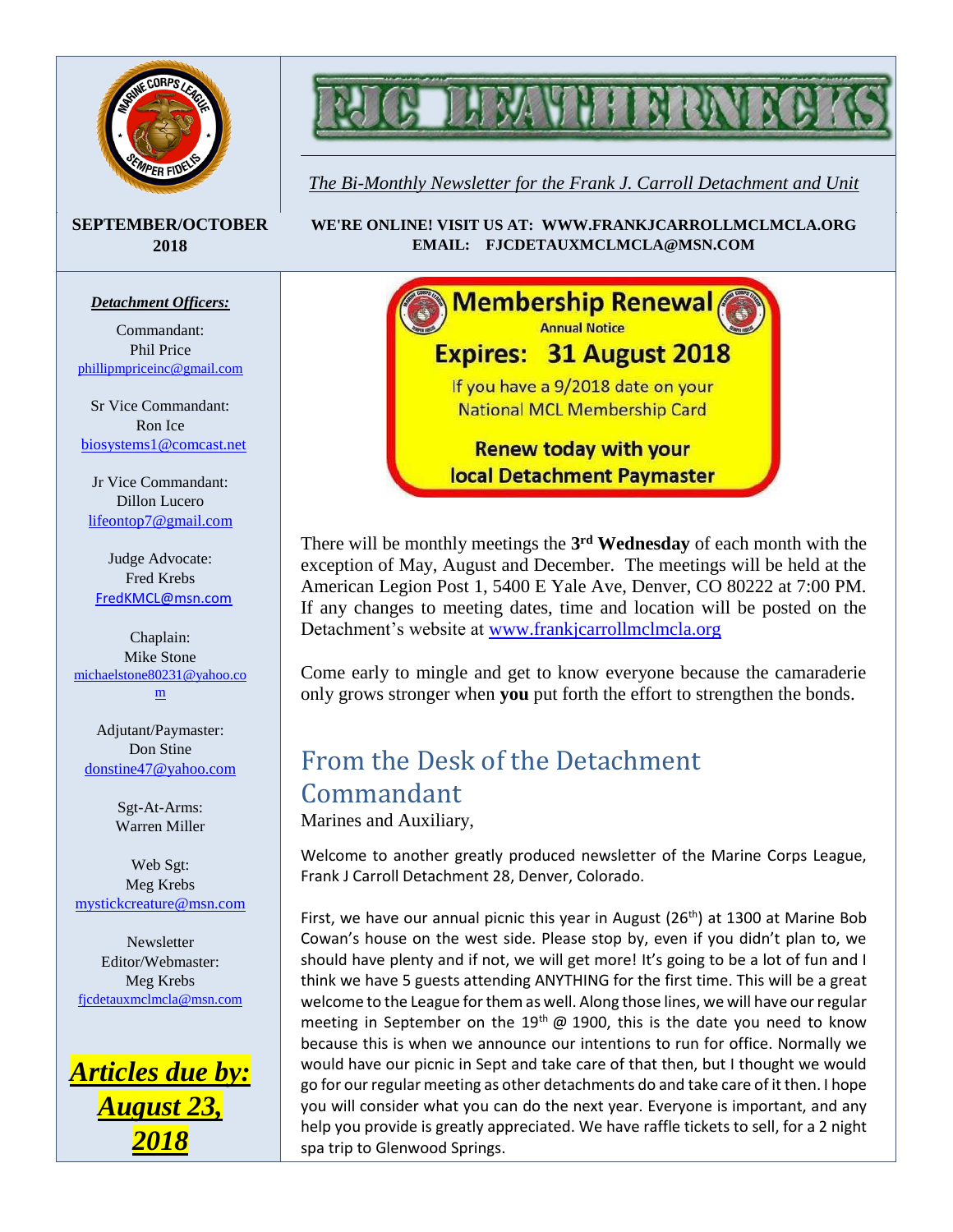# FJC LEATHERNECKS

*The Bi-Monthly Newsletter for the Frank J. Carroll Detachment and Unit*

**SEPTEMBER/OCTOBER 2018**

**WE'RE ONLINE! VISIT US AT: WWW.FRANKJCARROLLMCLMCLA.ORG**
**EMAIL: FJCDETAUXMCLMCLA@MSN.COM**

***Detachment Officers:***

Commandant:
Phil Price
phillipmpriceinc@gmail.com

Sr Vice Commandant:
Ron Ice
biosystems1@comcast.net

Jr Vice Commandant:
Dillon Lucero
lifeontop7@gmail.com

Judge Advocate:
Fred Krebs
FredKMCL@msn.com

Chaplain:
Mike Stone
michaelstone80231@yahoo.com

Adjutant/Paymaster:
Don Stine
donstine47@yahoo.com

Sgt-At-Arms:
Warren Miller

Web Sgt:
Meg Krebs
mystickcreature@msn.com

Newsletter Editor/Webmaster:
Meg Krebs
fjcdetauxmclmcla@msn.com

***Articles due by: August 23, 2018***

**Membership Renewal**
Annual Notice
**Expires: 31 August 2018**
If you have a 9/2018 date on your National MCL Membership Card
**Renew today with your local Detachment Paymaster**

There will be monthly meetings the 3rd **Wednesday** of each month with the exception of May, August and December. The meetings will be held at the American Legion Post 1, 5400 E Yale Ave, Denver, CO 80222 at 7:00 PM. If any changes to meeting dates, time and location will be posted on the Detachment's website at www.frankjcarrollmclmcla.org

Come early to mingle and get to know everyone because the camaraderie only grows stronger when **you** put forth the effort to strengthen the bonds.

## From the Desk of the Detachment Commandant

Marines and Auxiliary,

Welcome to another greatly produced newsletter of the Marine Corps League, Frank J Carroll Detachment 28, Denver, Colorado.

First, we have our annual picnic this year in August (26th) at 1300 at Marine Bob Cowan's house on the west side. Please stop by, even if you didn't plan to, we should have plenty and if not, we will get more! It's going to be a lot of fun and I think we have 5 guests attending ANYTHING for the first time. This will be a great welcome to the League for them as well. Along those lines, we will have our regular meeting in September on the 19th @ 1900, this is the date you need to know because this is when we announce our intentions to run for office. Normally we would have our picnic in Sept and take care of that then, but I thought we would go for our regular meeting as other detachments do and take care of it then. I hope you will consider what you can do the next year. Everyone is important, and any help you provide is greatly appreciated. We have raffle tickets to sell, for a 2 night spa trip to Glenwood Springs.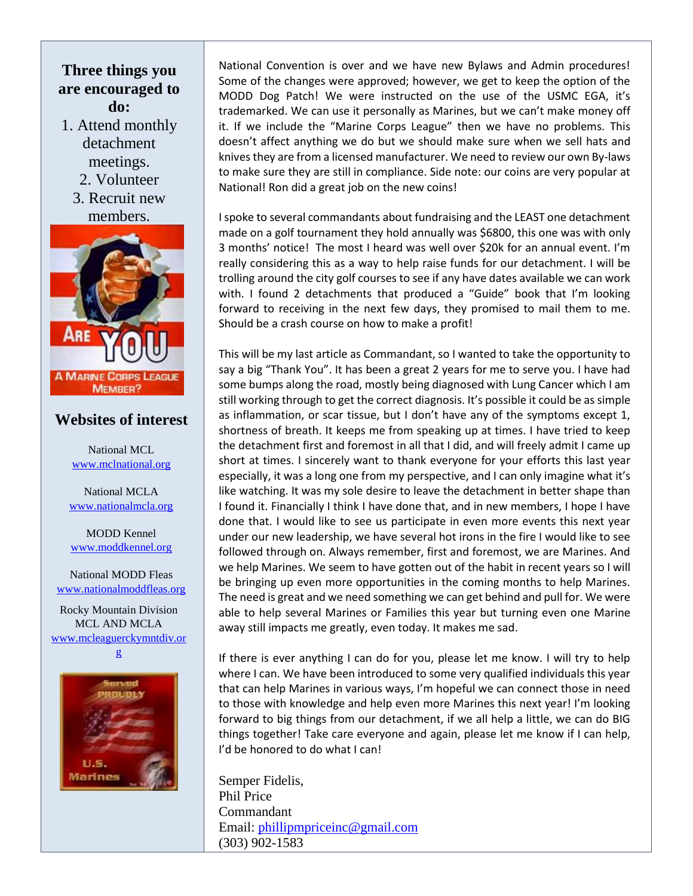## Three things you are encouraged to do:

1. Attend monthly detachment meetings.
2. Volunteer
3. Recruit new members.

## Websites of interest

National MCL
www.mclnational.org

National MCLA
www.nationalmcla.org

MODD Kennel
www.moddkennel.org

National MODD Fleas
www.nationalmoddfleas.org

Rocky Mountain Division MCL AND MCLA
www.mcleaguerckymntdiv.org

National Convention is over and we have new Bylaws and Admin procedures! Some of the changes were approved; however, we get to keep the option of the MODD Dog Patch! We were instructed on the use of the USMC EGA, it's trademarked. We can use it personally as Marines, but we can't make money off it. If we include the "Marine Corps League" then we have no problems. This doesn't affect anything we do but we should make sure when we sell hats and knives they are from a licensed manufacturer. We need to review our own By-laws to make sure they are still in compliance. Side note: our coins are very popular at National! Ron did a great job on the new coins!

I spoke to several commandants about fundraising and the LEAST one detachment made on a golf tournament they hold annually was $6800, this one was with only 3 months' notice! The most I heard was well over $20k for an annual event. I'm really considering this as a way to help raise funds for our detachment. I will be trolling around the city golf courses to see if any have dates available we can work with. I found 2 detachments that produced a "Guide" book that I'm looking forward to receiving in the next few days, they promised to mail them to me. Should be a crash course on how to make a profit!

This will be my last article as Commandant, so I wanted to take the opportunity to say a big "Thank You". It has been a great 2 years for me to serve you. I have had some bumps along the road, mostly being diagnosed with Lung Cancer which I am still working through to get the correct diagnosis. It's possible it could be as simple as inflammation, or scar tissue, but I don't have any of the symptoms except 1, shortness of breath. It keeps me from speaking up at times. I have tried to keep the detachment first and foremost in all that I did, and will freely admit I came up short at times. I sincerely want to thank everyone for your efforts this last year especially, it was a long one from my perspective, and I can only imagine what it's like watching. It was my sole desire to leave the detachment in better shape than I found it. Financially I think I have done that, and in new members, I hope I have done that. I would like to see us participate in even more events this next year under our new leadership, we have several hot irons in the fire I would like to see followed through on. Always remember, first and foremost, we are Marines. And we help Marines. We seem to have gotten out of the habit in recent years so I will be bringing up even more opportunities in the coming months to help Marines. The need is great and we need something we can get behind and pull for. We were able to help several Marines or Families this year but turning even one Marine away still impacts me greatly, even today. It makes me sad.

If there is ever anything I can do for you, please let me know. I will try to help where I can. We have been introduced to some very qualified individuals this year that can help Marines in various ways, I'm hopeful we can connect those in need to those with knowledge and help even more Marines this next year! I'm looking forward to big things from our detachment, if we all help a little, we can do BIG things together! Take care everyone and again, please let me know if I can help, I'd be honored to do what I can!

Semper Fidelis,
Phil Price
Commandant
Email: phillipmpriceinc@gmail.com
(303) 902-1583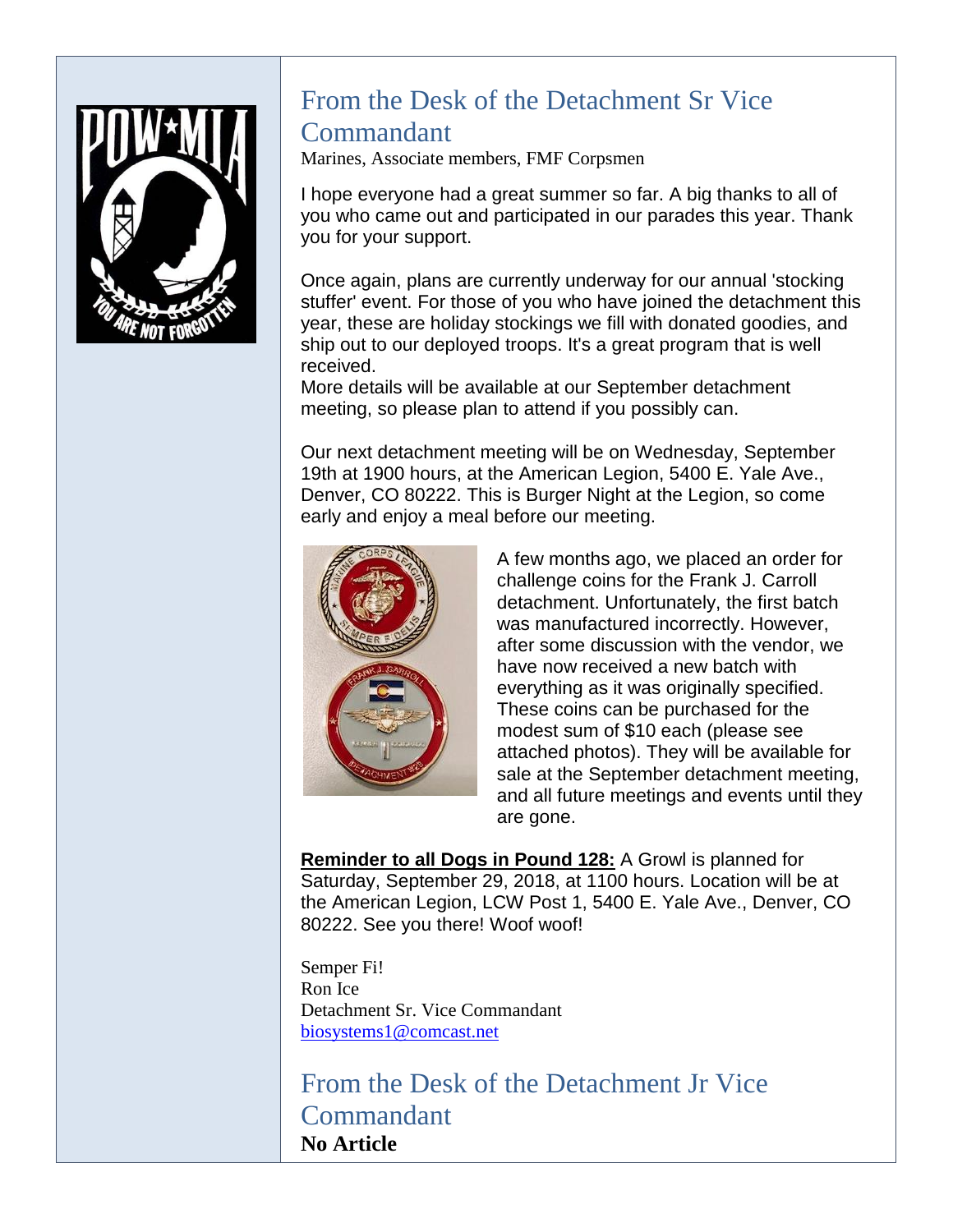## From the Desk of the Detachment Sr Vice Commandant

Marines, Associate members, FMF Corpsmen

I hope everyone had a great summer so far. A big thanks to all of you who came out and participated in our parades this year. Thank you for your support.

Once again, plans are currently underway for our annual 'stocking stuffer' event. For those of you who have joined the detachment this year, these are holiday stockings we fill with donated goodies, and ship out to our deployed troops. It's a great program that is well received.
More details will be available at our September detachment meeting, so please plan to attend if you possibly can.

Our next detachment meeting will be on Wednesday, September 19th at 1900 hours, at the American Legion, 5400 E. Yale Ave., Denver, CO 80222. This is Burger Night at the Legion, so come early and enjoy a meal before our meeting.

A few months ago, we placed an order for challenge coins for the Frank J. Carroll detachment. Unfortunately, the first batch was manufactured incorrectly. However, after some discussion with the vendor, we have now received a new batch with everything as it was originally specified. These coins can be purchased for the modest sum of $10 each (please see attached photos). They will be available for sale at the September detachment meeting, and all future meetings and events until they are gone.

**Reminder to all Dogs in Pound 128:** A Growl is planned for Saturday, September 29, 2018, at 1100 hours. Location will be at the American Legion, LCW Post 1, 5400 E. Yale Ave., Denver, CO 80222. See you there! Woof woof!

Semper Fi!
Ron Ice
Detachment Sr. Vice Commandant
biosystems1@comcast.net

## From the Desk of the Detachment Jr Vice Commandant

**No Article**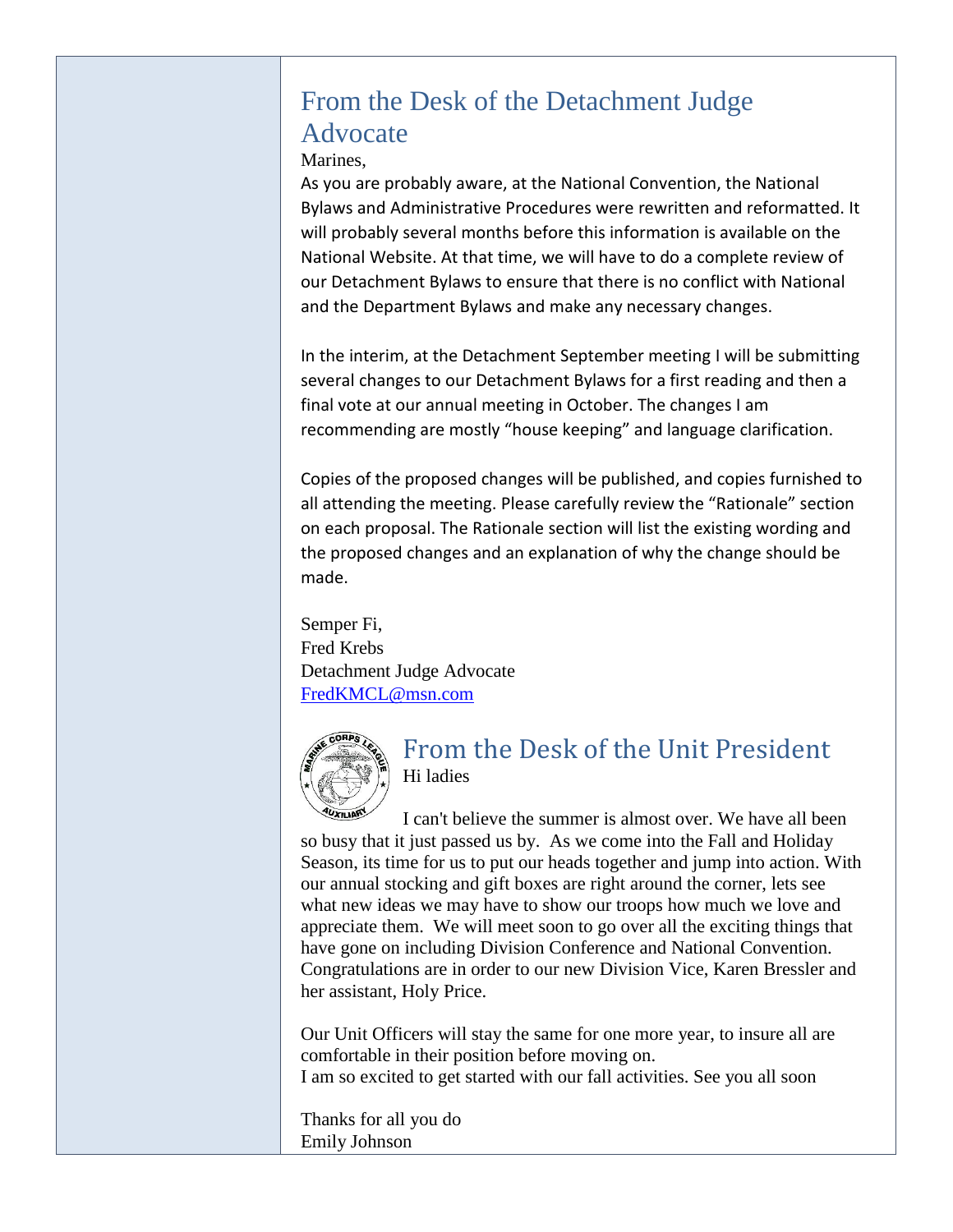## From the Desk of the Detachment Judge Advocate

Marines,

As you are probably aware, at the National Convention, the National Bylaws and Administrative Procedures were rewritten and reformatted. It will probably several months before this information is available on the National Website. At that time, we will have to do a complete review of our Detachment Bylaws to ensure that there is no conflict with National and the Department Bylaws and make any necessary changes.

In the interim, at the Detachment September meeting I will be submitting several changes to our Detachment Bylaws for a first reading and then a final vote at our annual meeting in October. The changes I am recommending are mostly "house keeping" and language clarification.

Copies of the proposed changes will be published, and copies furnished to all attending the meeting. Please carefully review the "Rationale" section on each proposal. The Rationale section will list the existing wording and the proposed changes and an explanation of why the change should be made.

Semper Fi,
Fred Krebs
Detachment Judge Advocate
FredKMCL@msn.com

## From the Desk of the Unit President

Hi ladies

I can't believe the summer is almost over. We have all been so busy that it just passed us by. As we come into the Fall and Holiday Season, its time for us to put our heads together and jump into action. With our annual stocking and gift boxes are right around the corner, lets see what new ideas we may have to show our troops how much we love and appreciate them. We will meet soon to go over all the exciting things that have gone on including Division Conference and National Convention. Congratulations are in order to our new Division Vice, Karen Bressler and her assistant, Holy Price.

Our Unit Officers will stay the same for one more year, to insure all are comfortable in their position before moving on.
I am so excited to get started with our fall activities. See you all soon

Thanks for all you do
Emily Johnson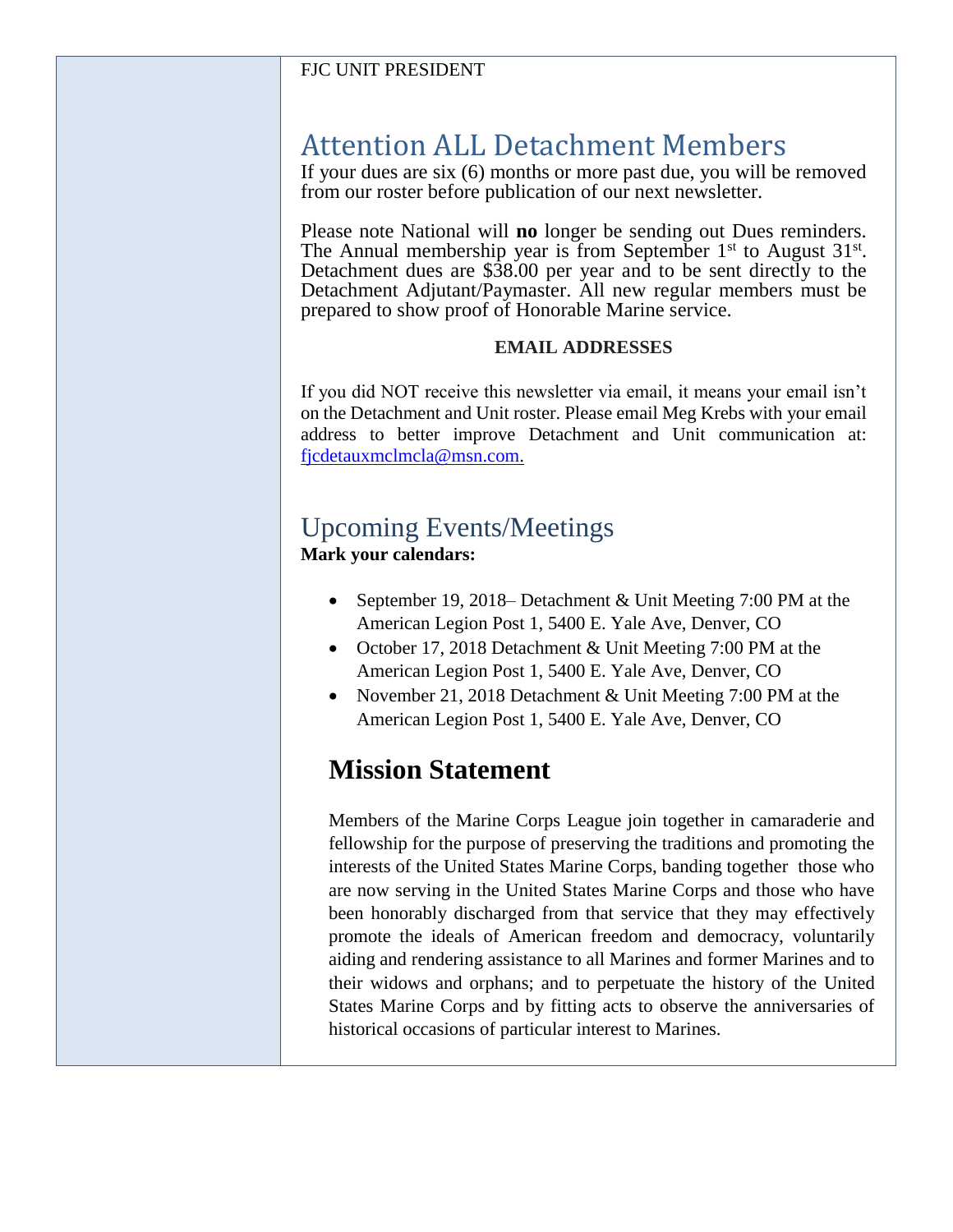FJC UNIT PRESIDENT

## Attention ALL Detachment Members

If your dues are six (6) months or more past due, you will be removed from our roster before publication of our next newsletter.

Please note National will **no** longer be sending out Dues reminders. The Annual membership year is from September 1st to August 31st. Detachment dues are $38.00 per year and to be sent directly to the Detachment Adjutant/Paymaster. All new regular members must be prepared to show proof of Honorable Marine service.

**EMAIL ADDRESSES**

If you did NOT receive this newsletter via email, it means your email isn't on the Detachment and Unit roster. Please email Meg Krebs with your email address to better improve Detachment and Unit communication at: fjcdetauxmclmcla@msn.com.

## Upcoming Events/Meetings

**Mark your calendars:**

- September 19, 2018– Detachment & Unit Meeting 7:00 PM at the American Legion Post 1, 5400 E. Yale Ave, Denver, CO
- October 17, 2018 Detachment & Unit Meeting 7:00 PM at the American Legion Post 1, 5400 E. Yale Ave, Denver, CO
- November 21, 2018 Detachment & Unit Meeting 7:00 PM at the American Legion Post 1, 5400 E. Yale Ave, Denver, CO

## Mission Statement

Members of the Marine Corps League join together in camaraderie and fellowship for the purpose of preserving the traditions and promoting the interests of the United States Marine Corps, banding together those who are now serving in the United States Marine Corps and those who have been honorably discharged from that service that they may effectively promote the ideals of American freedom and democracy, voluntarily aiding and rendering assistance to all Marines and former Marines and to their widows and orphans; and to perpetuate the history of the United States Marine Corps and by fitting acts to observe the anniversaries of historical occasions of particular interest to Marines.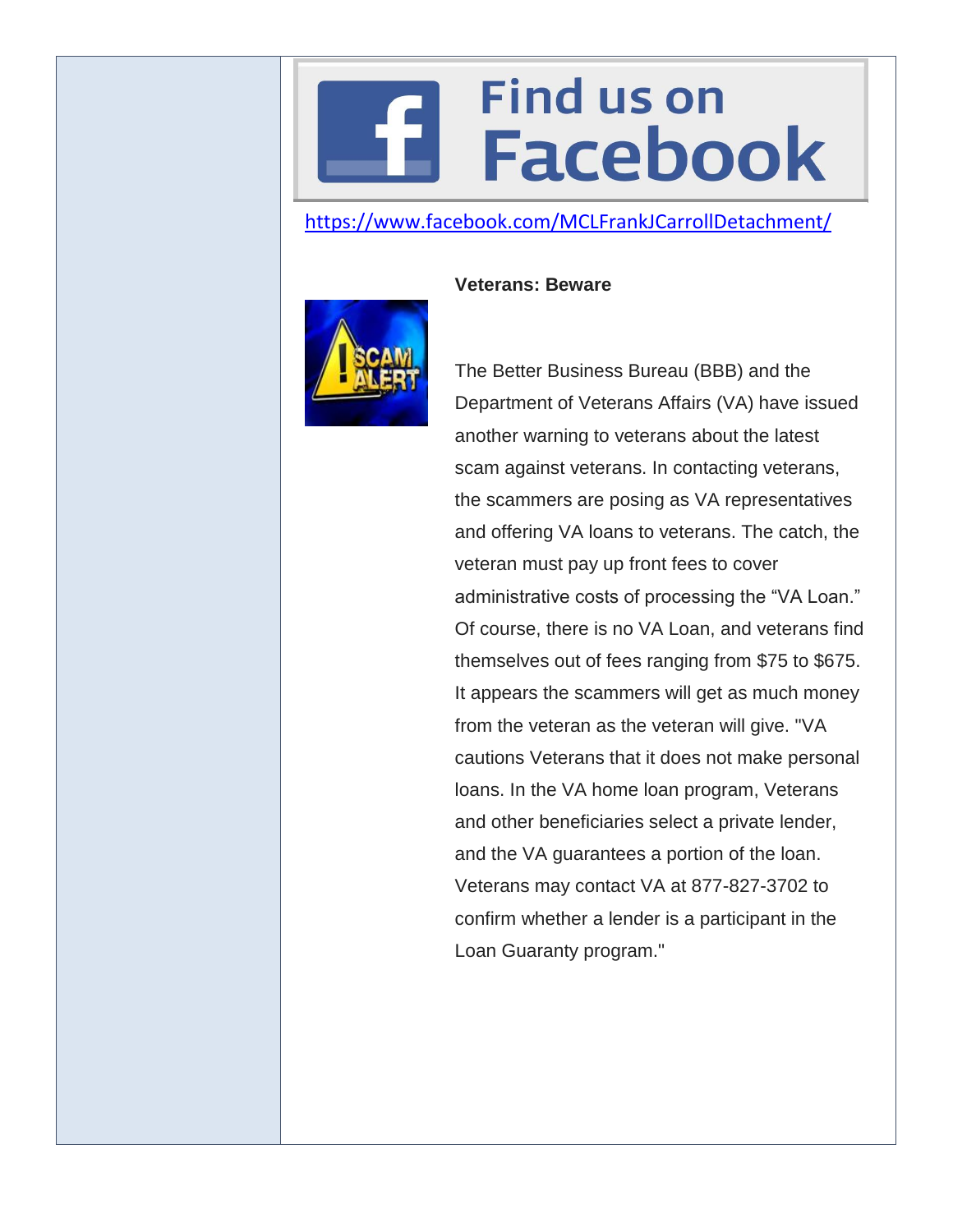Find us on Facebook

https://www.facebook.com/MCLFrankJCarrollDetachment/

**Veterans: Beware**

The Better Business Bureau (BBB) and the Department of Veterans Affairs (VA) have issued another warning to veterans about the latest scam against veterans. In contacting veterans, the scammers are posing as VA representatives and offering VA loans to veterans. The catch, the veteran must pay up front fees to cover administrative costs of processing the "VA Loan." Of course, there is no VA Loan, and veterans find themselves out of fees ranging from $75 to $675. It appears the scammers will get as much money from the veteran as the veteran will give. "VA cautions Veterans that it does not make personal loans. In the VA home loan program, Veterans and other beneficiaries select a private lender, and the VA guarantees a portion of the loan. Veterans may contact VA at 877-827-3702 to confirm whether a lender is a participant in the Loan Guaranty program."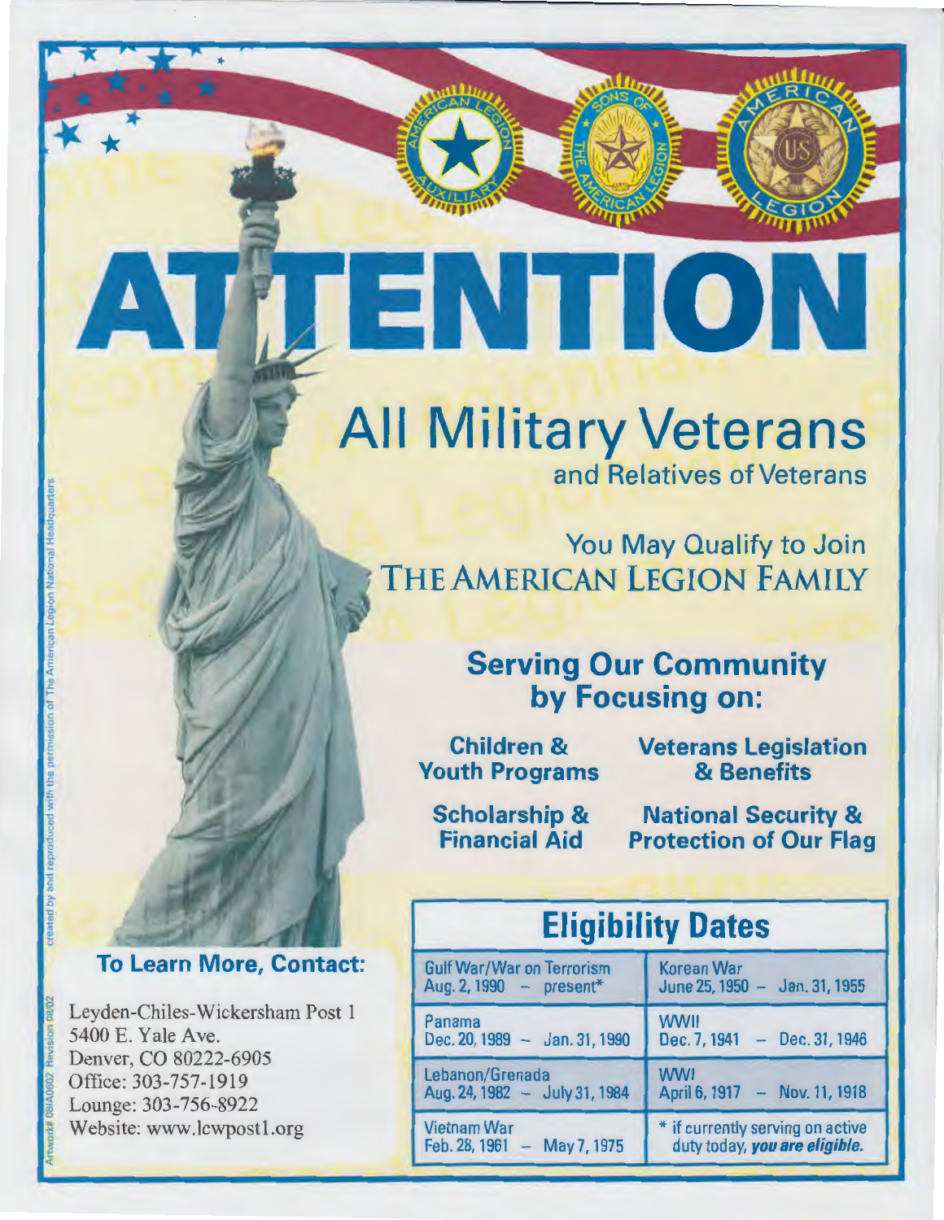# ATTENTION

## All Military Veterans

and Relatives of Veterans

You May Qualify to Join
THE AMERICAN LEGION FAMILY

### Serving Our Community by Focusing on:

**Children & Youth Programs**

**Veterans Legislation & Benefits**

**Scholarship & Financial Aid**

**National Security & Protection of Our Flag**

### Eligibility Dates

| | |
|---|---|
| Gulf War/War on Terrorism Aug. 2, 1990 – present* | Korean War June 25, 1950 – Jan. 31, 1955 |
| Panama Dec. 20, 1989 – Jan. 31, 1990 | WWII Dec. 7, 1941 – Dec. 31, 1946 |
| Lebanon/Grenada Aug. 24, 1982 – July 31, 1984 | WWI April 6, 1917 – Nov. 11, 1918 |
| Vietnam War Feb. 28, 1961 – May 7, 1975 | * if currently serving on active duty today, ***you are eligible.*** |

### To Learn More, Contact:

Leyden-Chiles-Wickersham Post 1
5400 E. Yale Ave.
Denver, CO 80222-6905
Office: 303-757-1919
Lounge: 303-756-8922
Website: www.lcwpost1.org

Artwork# 081A0602 Revision 08/02 created by and reproduced with the permission of The American Legion National Headquarters